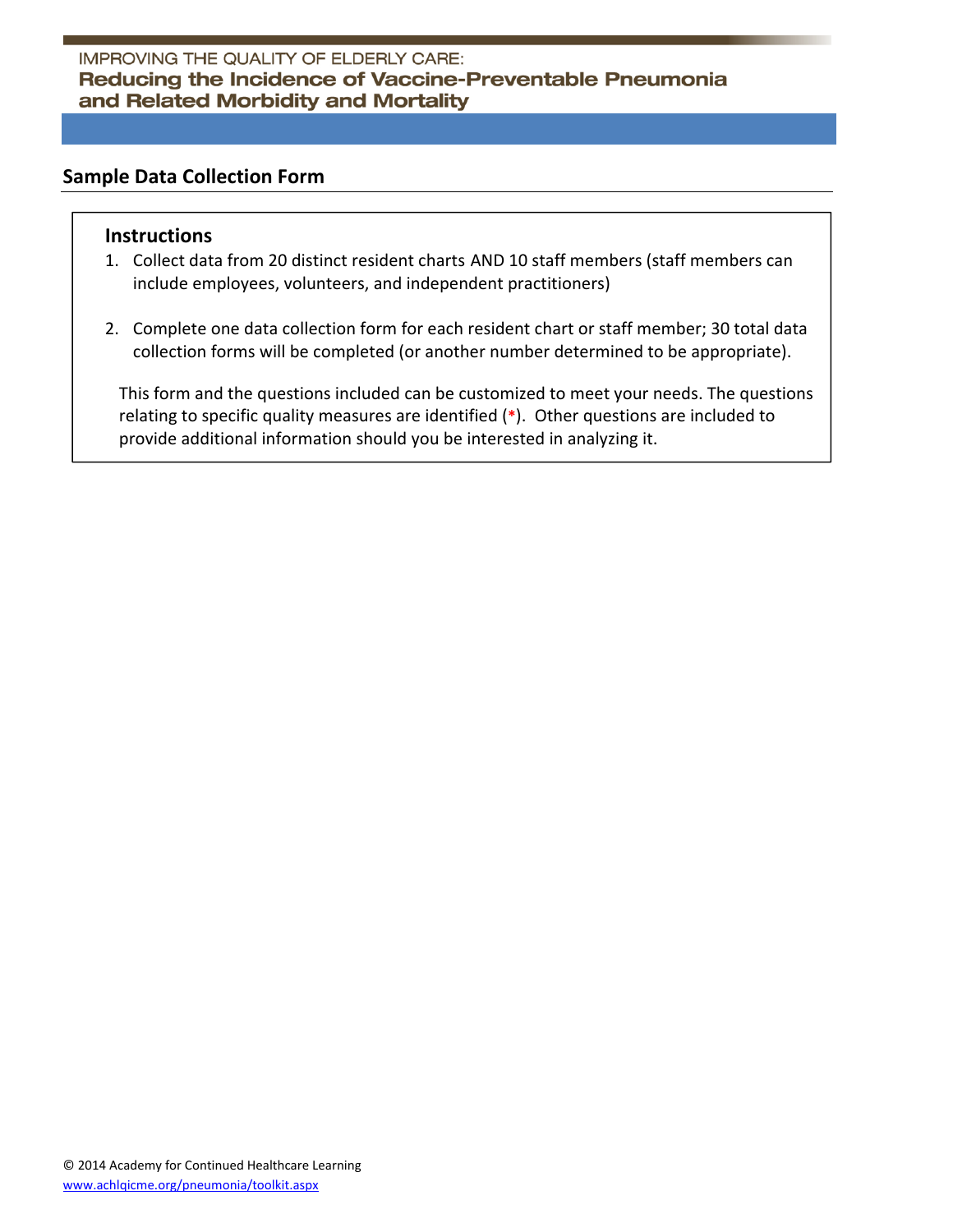IMPROVING THE QUALITY OF ELDERLY CARE:

# Reducing the Incidence of Vaccine-Preventable Pneumonia and Related Morbidity and Mortality

## Sample Data Collection Form

### Instructions

1. Collect data from 20 distinct resident charts AND 10 staff members (staff members can include employees, volunteers, and independent practitioners)

2. Complete one data collection form for each resident chart or staff member; 30 total data collection forms will be completed (or another number determined to be appropriate).

This form and the questions included can be customized to meet your needs. The questions relating to specific quality measures are identified (*). Other questions are included to provide additional information should you be interested in analyzing it.

© 2014 Academy for Continued Healthcare Learning
www.achlqicme.org/pneumonia/toolkit.aspx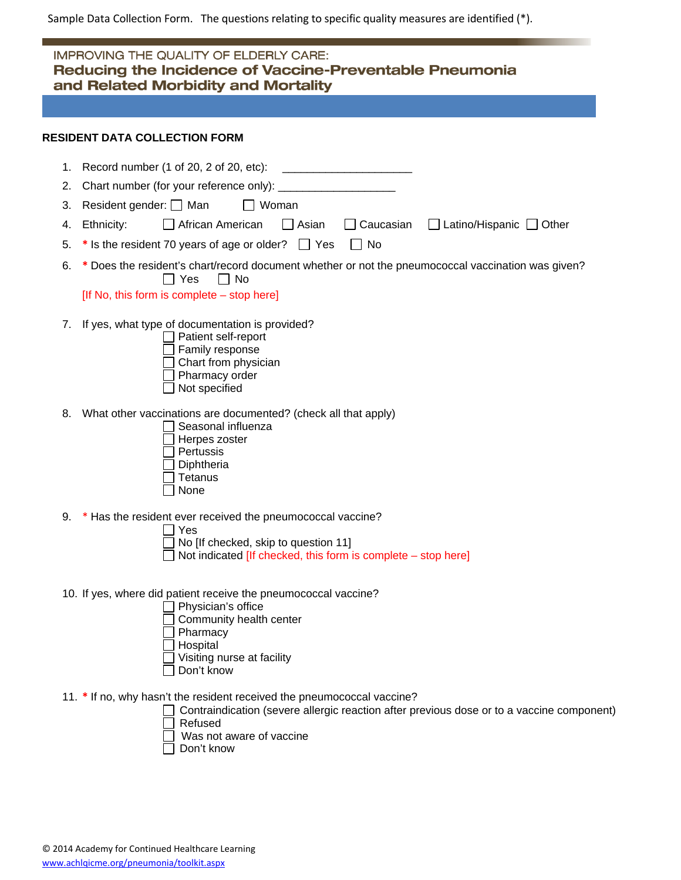Sample Data Collection Form. The questions relating to specific quality measures are identified (*).

IMPROVING THE QUALITY OF ELDERLY CARE:

# Reducing the Incidence of Vaccine-Preventable Pneumonia and Related Morbidity and Mortality

## RESIDENT DATA COLLECTION FORM

1. Record number (1 of 20, 2 of 20, etc): ____________________
2. Chart number (for your reference only): ___________________
3. Resident gender: ☐ Man ☐ Woman
4. Ethnicity: ☐ African American ☐ Asian ☐ Caucasian ☐ Latino/Hispanic ☐ Other
5. * Is the resident 70 years of age or older? ☐ Yes ☐ No
6. * Does the resident's chart/record document whether or not the pneumococcal vaccination was given?
   ☐ Yes ☐ No
   [If No, this form is complete – stop here]
7. If yes, what type of documentation is provided?
   - ☐ Patient self-report
   - ☐ Family response
   - ☐ Chart from physician
   - ☐ Pharmacy order
   - ☐ Not specified
8. What other vaccinations are documented? (check all that apply)
   - ☐ Seasonal influenza
   - ☐ Herpes zoster
   - ☐ Pertussis
   - ☐ Diphtheria
   - ☐ Tetanus
   - ☐ None
9. * Has the resident ever received the pneumococcal vaccine?
   - ☐ Yes
   - ☐ No [If checked, skip to question 11]
   - ☐ Not indicated [If checked, this form is complete – stop here]
10. If yes, where did patient receive the pneumococcal vaccine?
    - ☐ Physician's office
    - ☐ Community health center
    - ☐ Pharmacy
    - ☐ Hospital
    - ☐ Visiting nurse at facility
    - ☐ Don't know
11. * If no, why hasn't the resident received the pneumococcal vaccine?
    - ☐ Contraindication (severe allergic reaction after previous dose or to a vaccine component)
    - ☐ Refused
    - ☐ Was not aware of vaccine
    - ☐ Don't know

© 2014 Academy for Continued Healthcare Learning
www.achlqicme.org/pneumonia/toolkit.aspx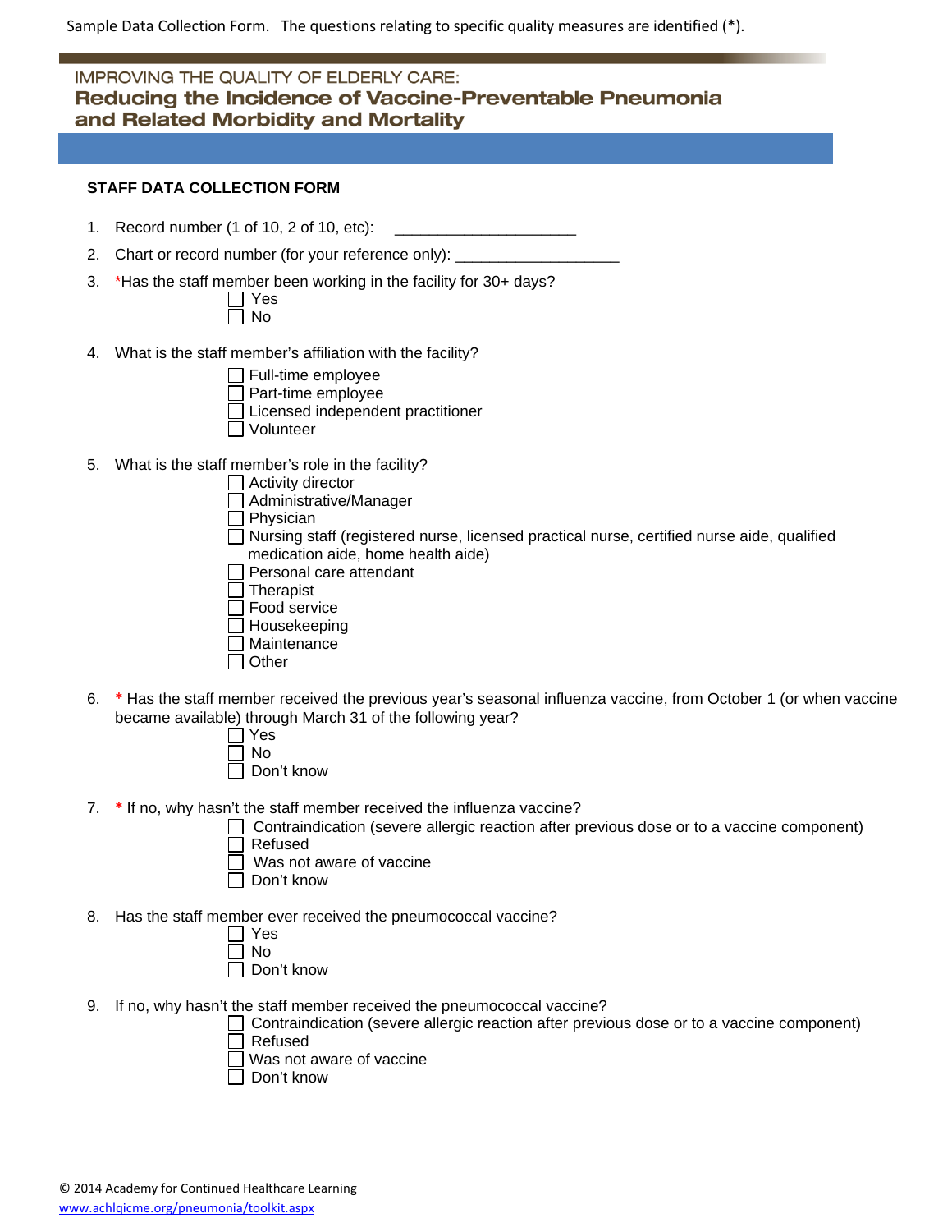Sample Data Collection Form. The questions relating to specific quality measures are identified (*).

IMPROVING THE QUALITY OF ELDERLY CARE:
# Reducing the Incidence of Vaccine-Preventable Pneumonia and Related Morbidity and Mortality

## STAFF DATA COLLECTION FORM

1. Record number (1 of 10, 2 of 10, etc): ____________________
2. Chart or record number (for your reference only): ___________________
3. *Has the staff member been working in the facility for 30+ days?
   - ☐ Yes
   - ☐ No
4. What is the staff member's affiliation with the facility?
   - ☐ Full-time employee
   - ☐ Part-time employee
   - ☐ Licensed independent practitioner
   - ☐ Volunteer
5. What is the staff member's role in the facility?
   - ☐ Activity director
   - ☐ Administrative/Manager
   - ☐ Physician
   - ☐ Nursing staff (registered nurse, licensed practical nurse, certified nurse aide, qualified medication aide, home health aide)
   - ☐ Personal care attendant
   - ☐ Therapist
   - ☐ Food service
   - ☐ Housekeeping
   - ☐ Maintenance
   - ☐ Other
6. * Has the staff member received the previous year's seasonal influenza vaccine, from October 1 (or when vaccine became available) through March 31 of the following year?
   - ☐ Yes
   - ☐ No
   - ☐ Don't know
7. * If no, why hasn't the staff member received the influenza vaccine?
   - ☐ Contraindication (severe allergic reaction after previous dose or to a vaccine component)
   - ☐ Refused
   - ☐ Was not aware of vaccine
   - ☐ Don't know
8. Has the staff member ever received the pneumococcal vaccine?
   - ☐ Yes
   - ☐ No
   - ☐ Don't know
9. If no, why hasn't the staff member received the pneumococcal vaccine?
   - ☐ Contraindication (severe allergic reaction after previous dose or to a vaccine component)
   - ☐ Refused
   - ☐ Was not aware of vaccine
   - ☐ Don't know

© 2014 Academy for Continued Healthcare Learning
www.achlqicme.org/pneumonia/toolkit.aspx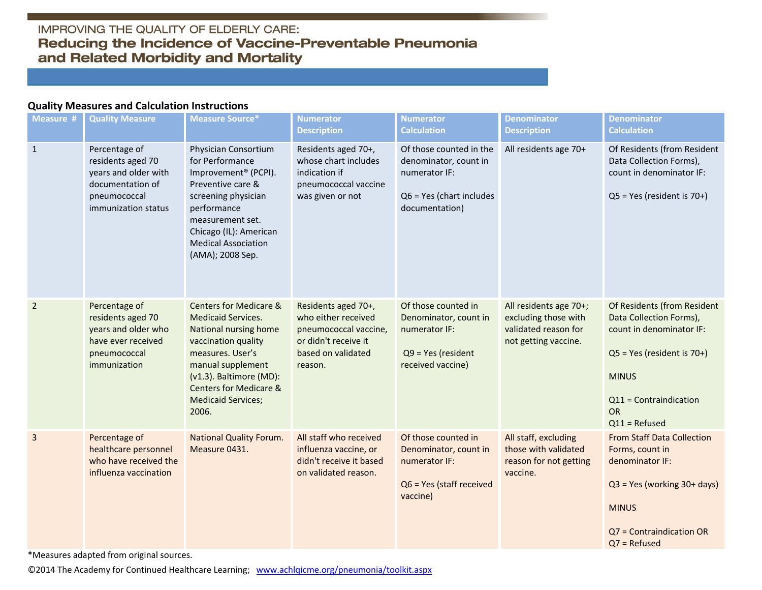IMPROVING THE QUALITY OF ELDERLY CARE:

# Reducing the Incidence of Vaccine-Preventable Pneumonia and Related Morbidity and Mortality

## Quality Measures and Calculation Instructions

| Measure # | Quality Measure | Measure Source* | Numerator Description | Numerator Calculation | Denominator Description | Denominator Calculation |
|---|---|---|---|---|---|---|
| 1 | Percentage of residents aged 70 years and older with documentation of pneumococcal immunization status | Physician Consortium for Performance Improvement® (PCPI). Preventive care & screening physician performance measurement set. Chicago (IL): American Medical Association (AMA); 2008 Sep. | Residents aged 70+, whose chart includes indication if pneumococcal vaccine was given or not | Of those counted in the denominator, count in numerator IF:<br><br>Q6 = Yes (chart includes documentation) | All residents age 70+ | Of Residents (from Resident Data Collection Forms), count in denominator IF:<br><br>Q5 = Yes (resident is 70+) |
| 2 | Percentage of residents aged 70 years and older who have ever received pneumococcal immunization | Centers for Medicare & Medicaid Services. National nursing home vaccination quality measures. User's manual supplement (v1.3). Baltimore (MD): Centers for Medicare & Medicaid Services; 2006. | Residents aged 70+, who either received pneumococcal vaccine, or didn't receive it based on validated reason. | Of those counted in Denominator, count in numerator IF:<br><br>Q9 = Yes (resident received vaccine) | All residents age 70+; excluding those with validated reason for not getting vaccine. | Of Residents (from Resident Data Collection Forms), count in denominator IF:<br><br>Q5 = Yes (resident is 70+)<br><br>MINUS<br><br>Q11 = Contraindication<br>OR<br>Q11 = Refused |
| 3 | Percentage of healthcare personnel who have received the influenza vaccination | National Quality Forum. Measure 0431. | All staff who received influenza vaccine, or didn't receive it based on validated reason. | Of those counted in Denominator, count in numerator IF:<br><br>Q6 = Yes (staff received vaccine) | All staff, excluding those with validated reason for not getting vaccine. | From Staff Data Collection Forms, count in denominator IF:<br><br>Q3 = Yes (working 30+ days)<br><br>MINUS<br><br>Q7 = Contraindication OR<br>Q7 = Refused |

*Measures adapted from original sources.

©2014 The Academy for Continued Healthcare Learning; www.achlqicme.org/pneumonia/toolkit.aspx